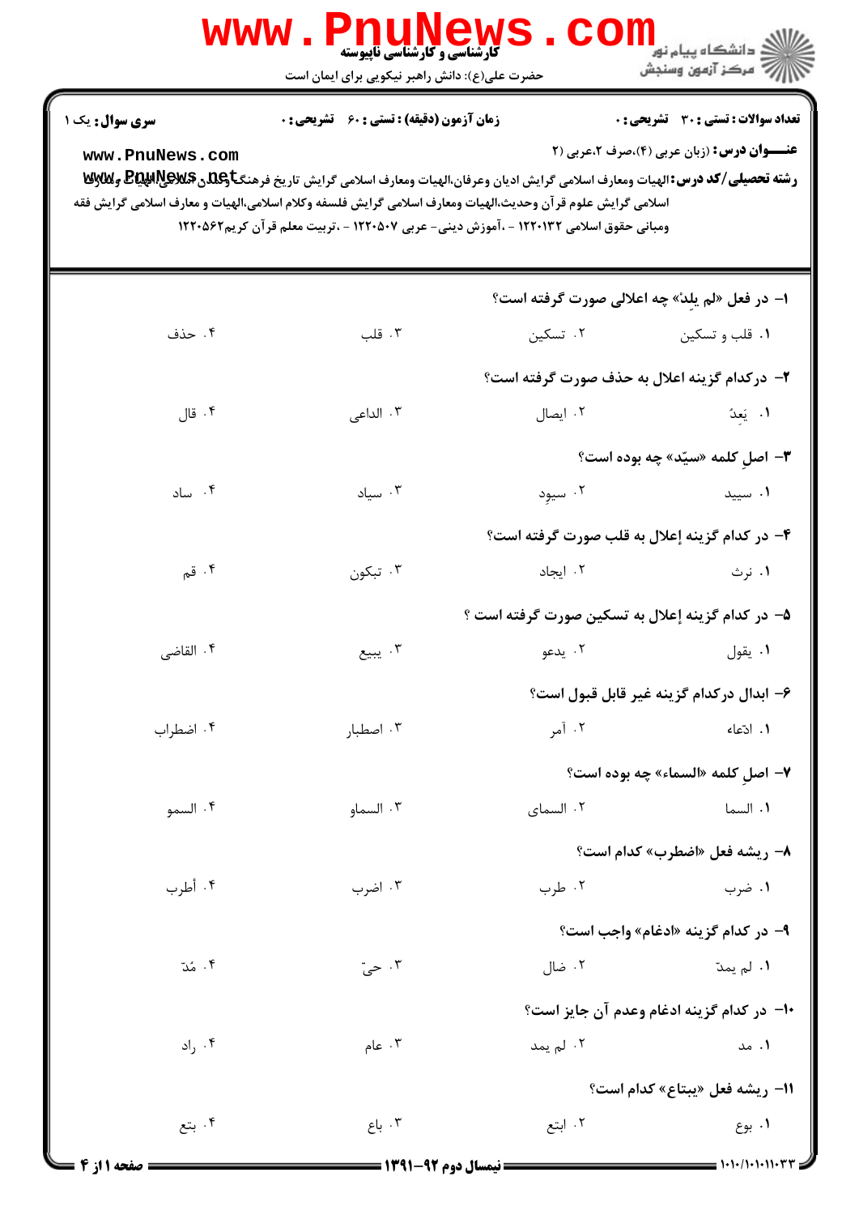www.PnuNews.com

کارشناسی و کارشناسی ناپیوسته

حضرت علی(ع): دانش راهبر نیکویی برای ایمان است

دانشگاه پیام نور
مرکز آزمون وسنجش

**تعداد سوالات : تستی : ۳۰ تشریحی : ۰** | **زمان آزمون (دقیقه) : تستی : ۶۰ تشریحی : ۰** | **سری سوال : یک ۱**

**عنـــوان درس :** (زبان عربی (۴)،صرف ۲،عربی (۲

**رشته تحصیلی/کد درس :** الهیات ومعارف اسلامی گرایش ادیان وعرفان،الهیات ومعارف اسلامی گرایش تاریخ فرهنگ وتمدن اسلامی،الهیات ومعارف اسلامی گرایش علوم قرآن وحدیث،الهیات ومعارف اسلامی گرایش فلسفه وکلام اسلامی،الهیات و معارف اسلامی گرایش فقه ومبانی حقوق اسلامی ۱۲۲۰۱۳۲ - ،آموزش دینی- عربی ۱۲۲۰۵۰۷ - ،تربیت معلم قرآن کریم۱۲۲۰۵۶۲

۱- در فعل «لم یلِدْ» چه اعلالی صورت گرفته است؟

۱. قلب و تسکین  ۲. تسکین  ۳. قلب  ۴. حذف

۲- درکدام گزینه اعلال به حذف صورت گرفته است؟

۱. یَعِدُ  ۲. ایصال  ۳. الداعی  ۴. قال

۳- اصلِ کلمه «سیّد» چه بوده است؟

۱. سیید  ۲. سیوِد  ۳. سیاد  ۴. ساد

۴- در کدام گزینه إعلال به قلب صورت گرفته است؟

۱. نرث  ۲. ایجاد  ۳. تبکون  ۴. قم

۵- در کدام گزینه إعلال به تسکین صورت گرفته است ؟

۱. یقول  ۲. یدعو  ۳. یبیع  ۴. القاضی

۶- ابدال درکدام گزینه غیر قابل قبول است؟

۱. ادّعاء  ۲. آمر  ۳. اصطبار  ۴. اضطراب

۷- اصلِ کلمه «السماء» چه بوده است؟

۱. السما  ۲. السمای  ۳. السماو  ۴. السمو

۸- ریشه فعل «اضطرب» کدام است؟

۱. ضرب  ۲. طرب  ۳. اضرب  ۴. أطرب

۹- در کدام گزینه «ادغام» واجب است؟

۱. لم یمدّ  ۲. ضال  ۳. حیّ  ۴. مُدّ

۱۰- در کدام گزینه ادغام وعدم آن جایز است؟

۱. مد  ۲. لم یمد  ۳. عام  ۴. راد

۱۱- ریشه فعل «یبتاع» کدام است؟

۱. بوع  ۲. ابتع  ۳. باع  ۴. بتع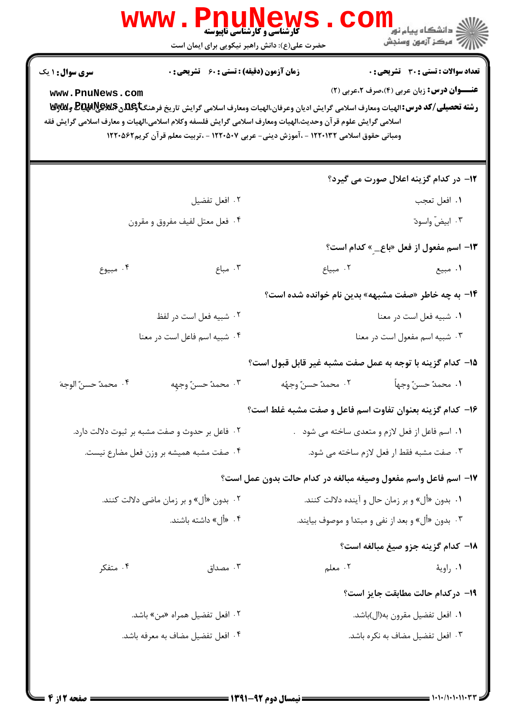**سری سوال:** ۱ یک

**زمان آزمون (دقیقه) : تستی : ۶۰ تشریحی : ۰**

**تعداد سوالات : تستی : ۳۰ تشریحی : ۰**

**عنـــوان درس:** زبان عربی (۴)،صرف ۲،عربی (۲)

**رشته تحصیلی/کد درس:** الهیات ومعارف اسلامی گرایش ادیان وعرفان،الهیات ومعارف اسلامی گرایش تاریخ فرهنگ وتمدن اسلامی،الهیات و معارف اسلامی گرایش علوم قرآن وحدیث،الهیات ومعارف اسلامی گرایش فلسفه وکلام اسلامی،الهیات و معارف اسلامی گرایش فقه ومبانی حقوق اسلامی ۱۲۲۰۱۳۲ - ،آموزش دینی- عربی ۱۲۲۰۵۰۷ - ،تربیت معلم قرآن کریم۱۲۲۰۵۶۲

**۱۲- در کدام گزینه اعلال صورت می گیرد؟**

۱. افعل تعجب
۲. افعل تفضیل
۳. ابیضّ واسودّ
۴. فعل معتل لفیف مفروق و مقرون

**۱۳- اسم مفعول از فعل «باع\_ِ» کدام است؟**

۱. مبیع
۲. مبیاع
۳. مباع
۴. مبیوع

**۱۴- به چه خاطر «صفت مشبهه» بدین نام خوانده شده است؟**

۱. شبیه فعل است در معنا
۲. شبیه فعل است در لفظ
۳. شبیه اسم مفعول است در معنا
۴. شبیه اسم فاعل است در معنا

**۱۵- کدام گزینه با توجه به عمل صفت مشبه غیر قابل قبول است؟**

۱. محمدٌ حسنٌ وجهاً
۲. محمدٌ حسنٌ وجهُه
۳. محمدٌ حسنٌ وجهِه
۴. محمدٌ حسنٌ الوجهَ

**۱۶- کدام گزینه بعنوان تفاوت اسم فاعل و صفت مشبه غلط است؟**

۱. اسم فاعل از فعل لازم و متعدی ساخته می شود .
۲. فاعل بر حدوث و صفت مشبه بر ثبوت دلالت دارد.
۳. صفت مشبه فقط از فعل لازم ساخته می شود.
۴. صفت مشبه همیشه بر وزن فعل مضارع نیست.

**۱۷- اسم فاعل واسم مفعول وصیغه مبالغه در کدام حالت بدون عمل است؟**

۱. بدون «أل» و بر زمان حال و آینده دلالت کنند.
۲. بدون «أل» و بر زمان ماضی دلالت کنند.
۳. بدون «أل» و بعد از نفی و مبتدا و موصوف بیایند.
۴. «أل» داشته باشند.

**۱۸- کدام گزینه جزو صیغ مبالغه است؟**

۱. راویة
۲. معلم
۳. مصداق
۴. متفکر

**۱۹- درکدام حالت مطابقت جایز است؟**

۱. افعل تفضیل مقرون به(ال)باشد.
۲. افعل تفضیل همراه «من» باشد.
۳. افعل تفضیل مضاف به نکره باشد.
۴. افعل تفضیل مضاف به معرفه باشد.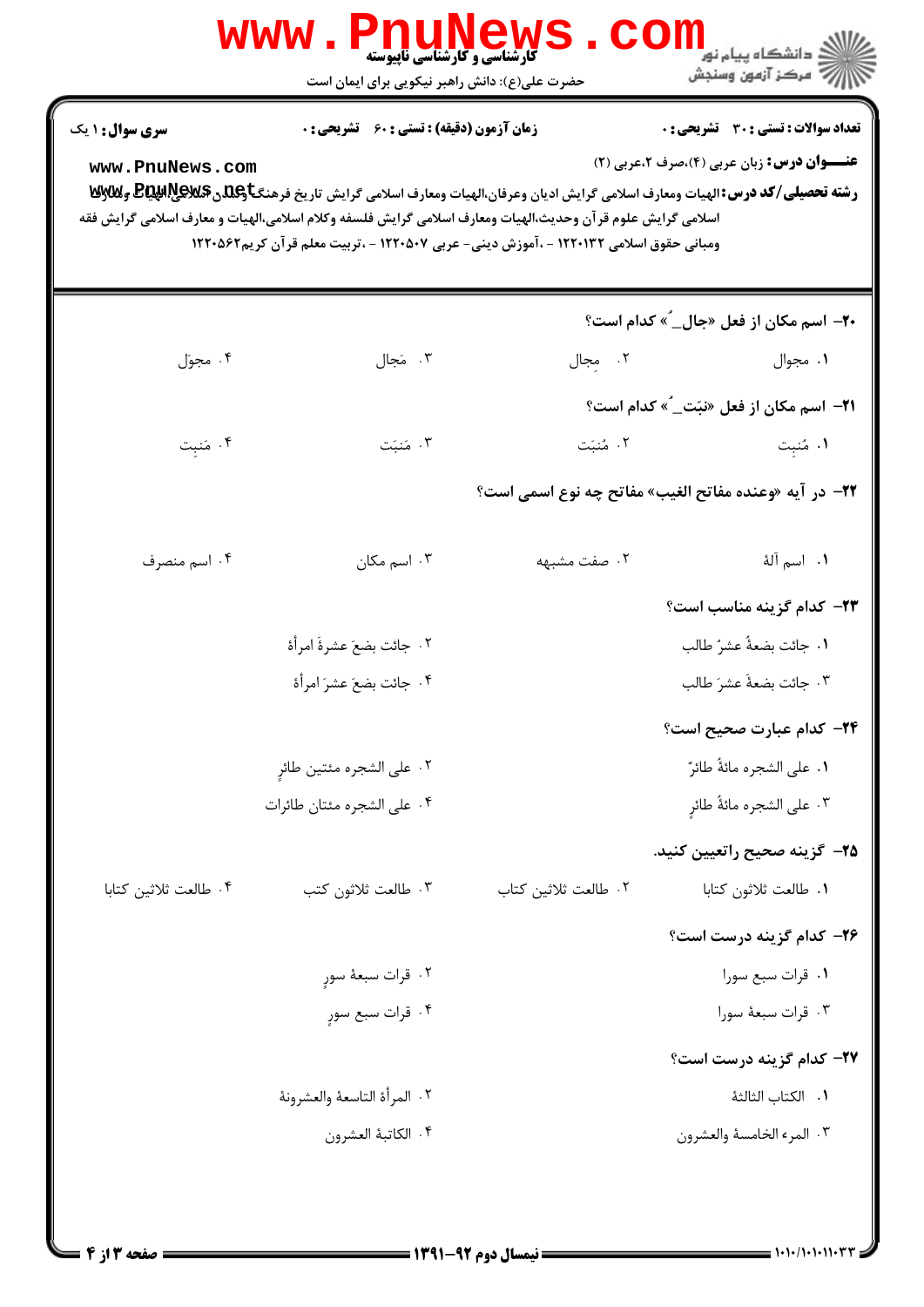**تعداد سوالات : تستی : ۳۰ تشریحی : ۰** | **زمان آزمون (دقیقه) : تستی : ۶۰ تشریحی : ۰** | **سری سوال : ۱ یک**

**عنـــوان درس:** زبان عربی (۴)،صرف ۲،عربی (۲)

**رشته تحصیلی/کد درس:** الهیات ومعارف اسلامی گرایش ادیان وعرفان،الهیات ومعارف اسلامی گرایش تاریخ فرهنگ وتمدن اسلامی،الهیات و معارف اسلامی گرایش علوم قرآن وحدیث،الهیات ومعارف اسلامی گرایش فلسفه وکلام اسلامی،الهیات و معارف اسلامی گرایش فقه ومبانی حقوق اسلامی ۱۲۲۰۱۳۲ - ،آموزش دینی- عربی ۱۲۲۰۵۰۷ - ،تربیت معلم قرآن کریم۱۲۲۰۵۶۲

**۲۰- اسم مکان از فعل «جال\_ُ» کدام است؟**

۱. مجوال
۲. مِجال
۳. مَجال
۴. مجوَل

**۲۱- اسم مکان از فعل «نبَت\_ُ» کدام است؟**

۱. مُنبِت
۲. مُنبَت
۳. مَنبَت
۴. مَنبِت

**۲۲- در آیه «وعنده مفاتح الغیب» مفاتح چه نوع اسمی است؟**

۱. اسم آلة
۲. صفت مشبهه
۳. اسم مکان
۴. اسم منصرف

**۲۳- کدام گزینه مناسب است؟**

۱. جائت بضعةُ عشرُ طالب
۲. جائت بضعَ عشرةَ امرأة
۳. جائت بضعةَ عشرَ طالب
۴. جائت بضعَ عشرَ امرأة

**۲۴- کدام عبارت صحیح است؟**

۱. علی الشجره مائةُ طائرٌ
۲. علی الشجره مئتین طائرٍ
۳. علی الشجره مائةُ طائرٍ
۴. علی الشجره مئتان طائرات

**۲۵- گزینه صحیح راتعیین کنید.**

۱. طالعت ثلاثون کتابا
۲. طالعت ثلاثین کتاب
۳. طالعت ثلاثون کتب
۴. طالعت ثلاثین کتابا

**۲۶- کدام گزینه درست است؟**

۱. قرات سبع سورا
۲. قرات سبعةَ سورٍ
۳. قرات سبعةَ سورا
۴. قرات سبع سورٍ

**۲۷- کدام گزینه درست است؟**

۱. الکتاب الثالثة
۲. المرأة التاسعة والعشرونة
۳. المرء الخامسة والعشرون
۴. الکاتبة العشرون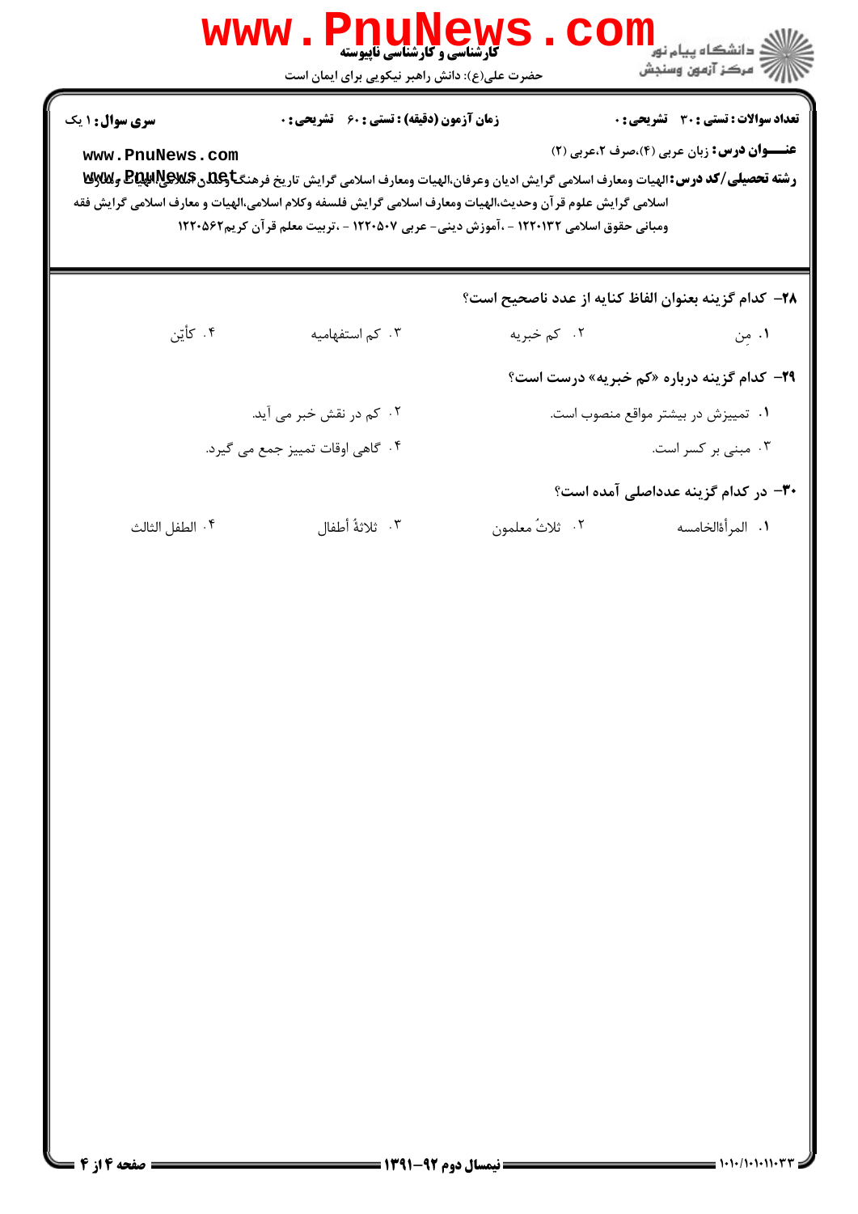سری سوال: ۱ یک | زمان آزمون (دقیقه) : تستی : ۶۰ تشریحی : ۰ | تعداد سوالات : تستی : ۳۰ تشریحی : ۰

**عنـــوان درس:** زبان عربی (۴)،صرف ۲،عربی (۲)

**رشته تحصیلی/کد درس:** الهیات ومعارف اسلامی گرایش ادیان وعرفان،الهیات ومعارف اسلامی گرایش تاریخ فرهنگ وتمدن اسلامی،الهیات و معارف اسلامی گرایش علوم قرآن وحدیث،الهیات ومعارف اسلامی گرایش فلسفه وکلام اسلامی،الهیات و معارف اسلامی گرایش فقه ومبانی حقوق اسلامی ۱۲۲۰۱۳۲ - ،آموزش دینی- عربی ۱۲۲۰۵۰۷ - ،تربیت معلم قرآن کریم۱۲۲۰۵۶۲

**۲۸- کدام گزینه بعنوان الفاظ کنایه از عدد ناصحیح است؟**

۱. مِن
۲. کم خبریه
۳. کم استفهامیه
۴. کأیّن

**۲۹- کدام گزینه درباره «کم خبریه» درست است؟**

۱. تمییزش در بیشتر مواقع منصوب است.
۲. کم در نقش خبر می آید.
۳. مبنی بر کسر است.
۴. گاهی اوقات تمییز جمع می گیرد.

**۳۰- در کدام گزینه عدداصلی آمده است؟**

۱. المرأةالخامسه
۲. ثلاثُ معلمون
۳. ثلاثةُ أطفال
۴. الطفل الثالث